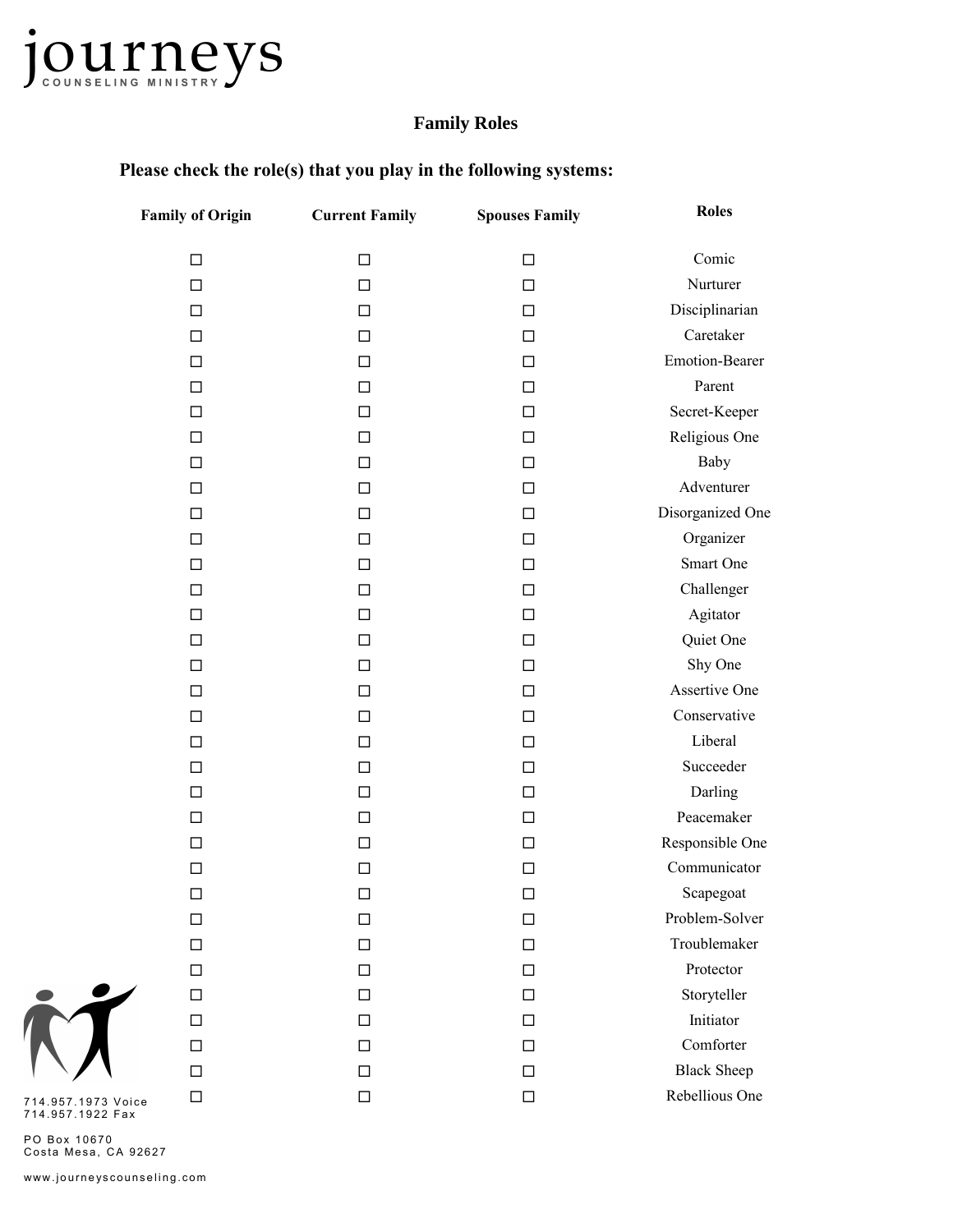journeys
COUNSELING MINISTRY

## Family Roles

**Please check the role(s) that you play in the following systems:**

| Family of Origin | Current Family | Spouses Family | Roles |
|---|---|---|---|
| ☐ | ☐ | ☐ | Comic |
| ☐ | ☐ | ☐ | Nurturer |
| ☐ | ☐ | ☐ | Disciplinarian |
| ☐ | ☐ | ☐ | Caretaker |
| ☐ | ☐ | ☐ | Emotion-Bearer |
| ☐ | ☐ | ☐ | Parent |
| ☐ | ☐ | ☐ | Secret-Keeper |
| ☐ | ☐ | ☐ | Religious One |
| ☐ | ☐ | ☐ | Baby |
| ☐ | ☐ | ☐ | Adventurer |
| ☐ | ☐ | ☐ | Disorganized One |
| ☐ | ☐ | ☐ | Organizer |
| ☐ | ☐ | ☐ | Smart One |
| ☐ | ☐ | ☐ | Challenger |
| ☐ | ☐ | ☐ | Agitator |
| ☐ | ☐ | ☐ | Quiet One |
| ☐ | ☐ | ☐ | Shy One |
| ☐ | ☐ | ☐ | Assertive One |
| ☐ | ☐ | ☐ | Conservative |
| ☐ | ☐ | ☐ | Liberal |
| ☐ | ☐ | ☐ | Succeeder |
| ☐ | ☐ | ☐ | Darling |
| ☐ | ☐ | ☐ | Peacemaker |
| ☐ | ☐ | ☐ | Responsible One |
| ☐ | ☐ | ☐ | Communicator |
| ☐ | ☐ | ☐ | Scapegoat |
| ☐ | ☐ | ☐ | Problem-Solver |
| ☐ | ☐ | ☐ | Troublemaker |
| ☐ | ☐ | ☐ | Protector |
| ☐ | ☐ | ☐ | Storyteller |
| ☐ | ☐ | ☐ | Initiator |
| ☐ | ☐ | ☐ | Comforter |
| ☐ | ☐ | ☐ | Black Sheep |
| ☐ | ☐ | ☐ | Rebellious One |

714.957.1973 Voice
714.957.1922 Fax

PO Box 10670
Costa Mesa, CA 92627

www.journeyscounseling.com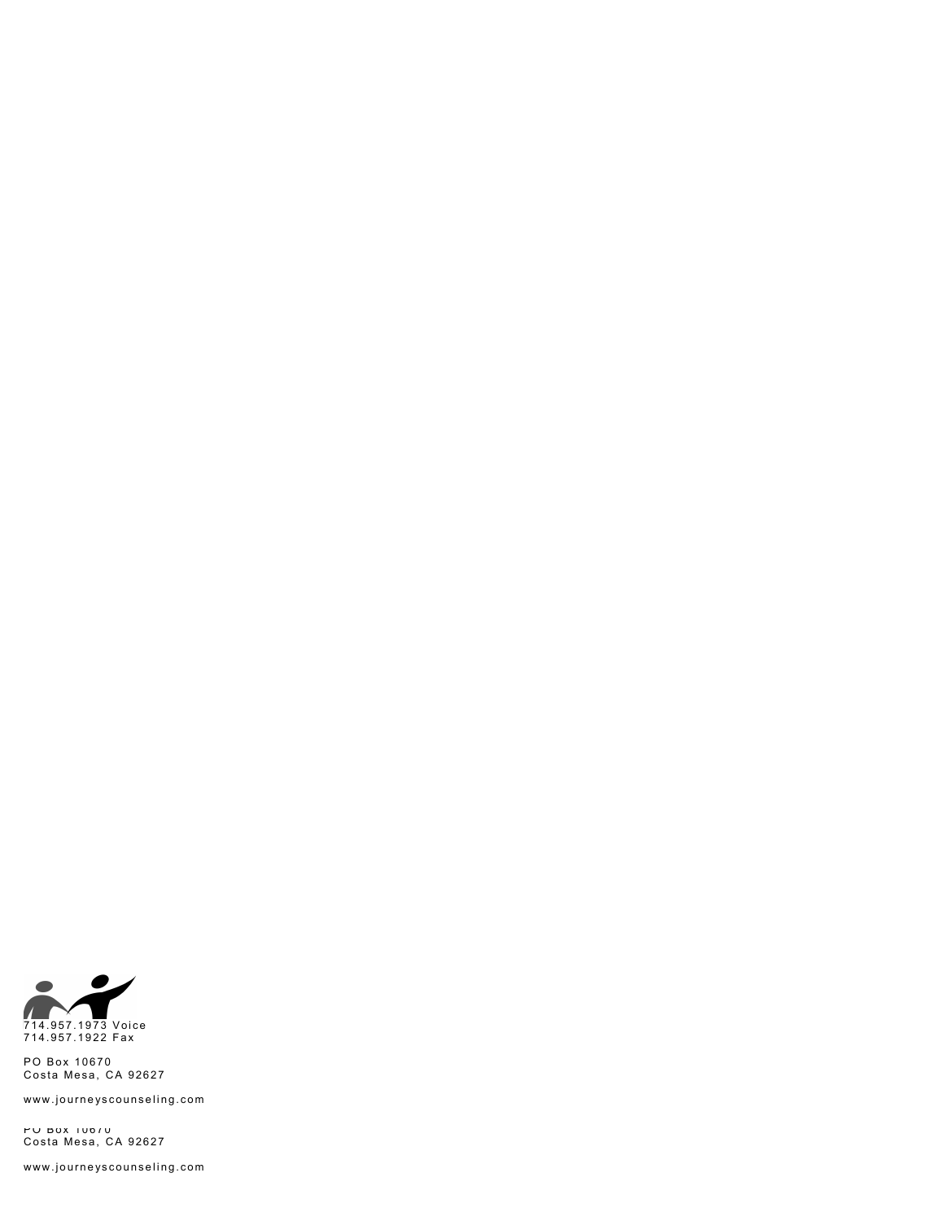714.957.1973 Voice
714.957.1922 Fax

PO Box 10670
Costa Mesa, CA 92627

www.journeyscounseling.com

PO Box 10670
Costa Mesa, CA 92627

www.journeyscounseling.com